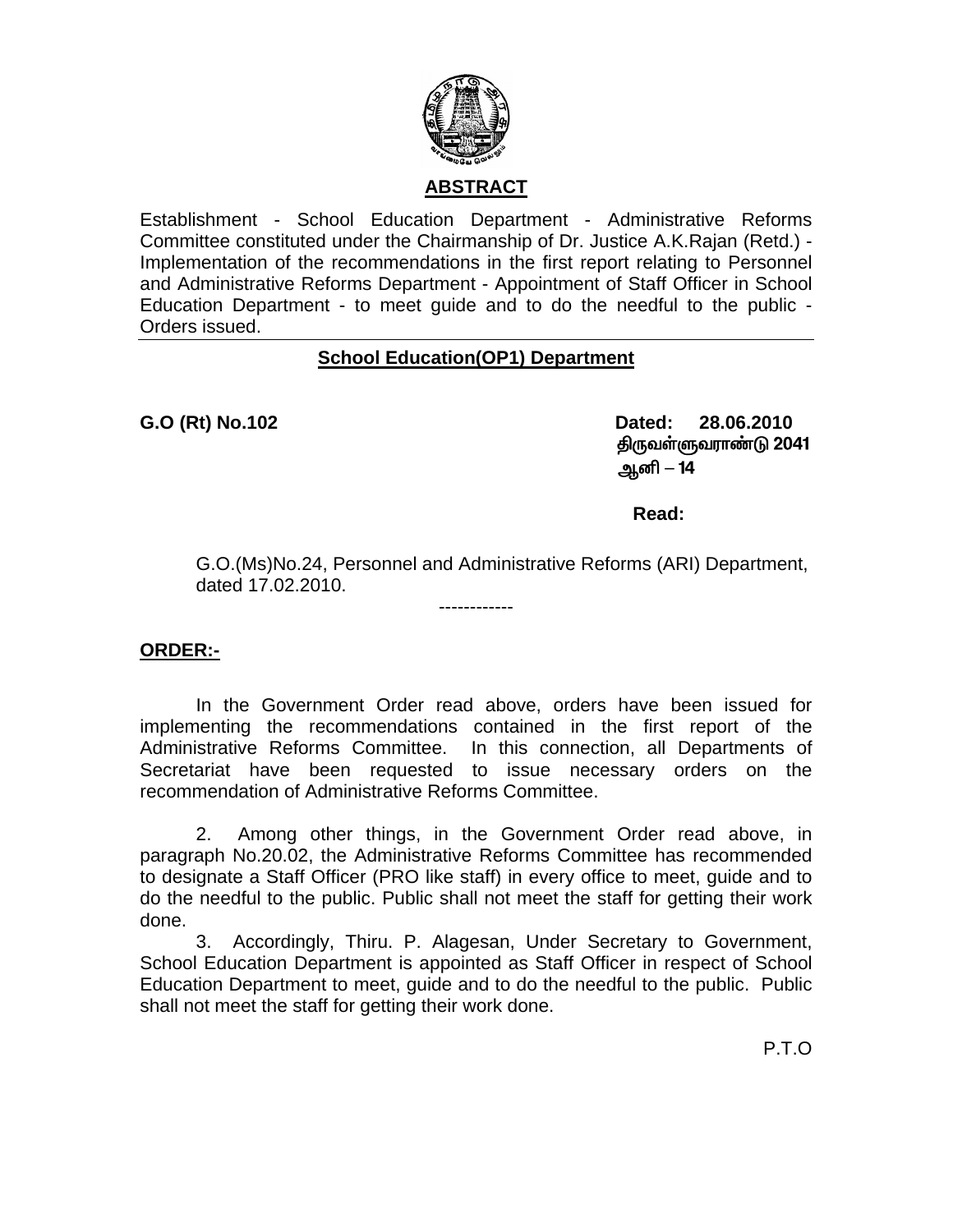## ABSTRACT

Establishment - School Education Department - Administrative Reforms Committee constituted under the Chairmanship of Dr. Justice A.K.Rajan (Retd.) - Implementation of the recommendations in the first report relating to Personnel and Administrative Reforms Department - Appointment of Staff Officer in School Education Department - to meet guide and to do the needful to the public - Orders issued.

---

**School Education(OP1) Department**

**G.O (Rt) No.102** **Dated: 28.06.2010**
**திருவள்ளுவராண்டு 2041**
**ஆனி – 14**

**Read:**

G.O.(Ms)No.24, Personnel and Administrative Reforms (ARI) Department, dated 17.02.2010.

------------

**ORDER:-**

In the Government Order read above, orders have been issued for implementing the recommendations contained in the first report of the Administrative Reforms Committee. In this connection, all Departments of Secretariat have been requested to issue necessary orders on the recommendation of Administrative Reforms Committee.

2. Among other things, in the Government Order read above, in paragraph No.20.02, the Administrative Reforms Committee has recommended to designate a Staff Officer (PRO like staff) in every office to meet, guide and to do the needful to the public. Public shall not meet the staff for getting their work done.

3. Accordingly, Thiru. P. Alagesan, Under Secretary to Government, School Education Department is appointed as Staff Officer in respect of School Education Department to meet, guide and to do the needful to the public. Public shall not meet the staff for getting their work done.

P.T.O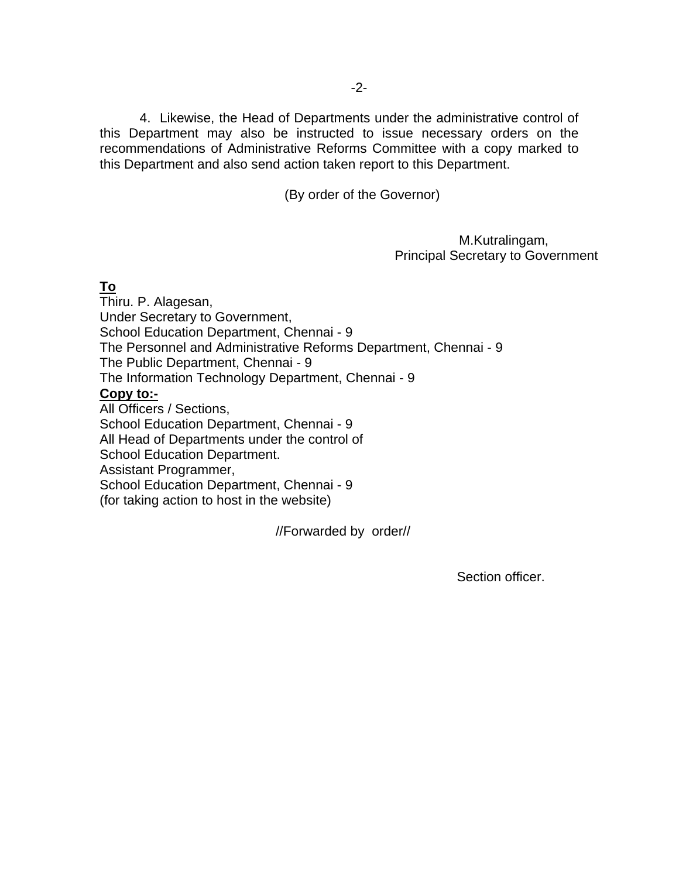4. Likewise, the Head of Departments under the administrative control of this Department may also be instructed to issue necessary orders on the recommendations of Administrative Reforms Committee with a copy marked to this Department and also send action taken report to this Department.

(By order of the Governor)

M.Kutralingam,
Principal Secretary to Government

**To**

Thiru. P. Alagesan,
Under Secretary to Government,
School Education Department, Chennai - 9
The Personnel and Administrative Reforms Department, Chennai - 9
The Public Department, Chennai - 9
The Information Technology Department, Chennai - 9

**Copy to:-**

All Officers / Sections,
School Education Department, Chennai - 9
All Head of Departments under the control of
School Education Department.
Assistant Programmer,
School Education Department, Chennai - 9
(for taking action to host in the website)

//Forwarded by order//

Section officer.